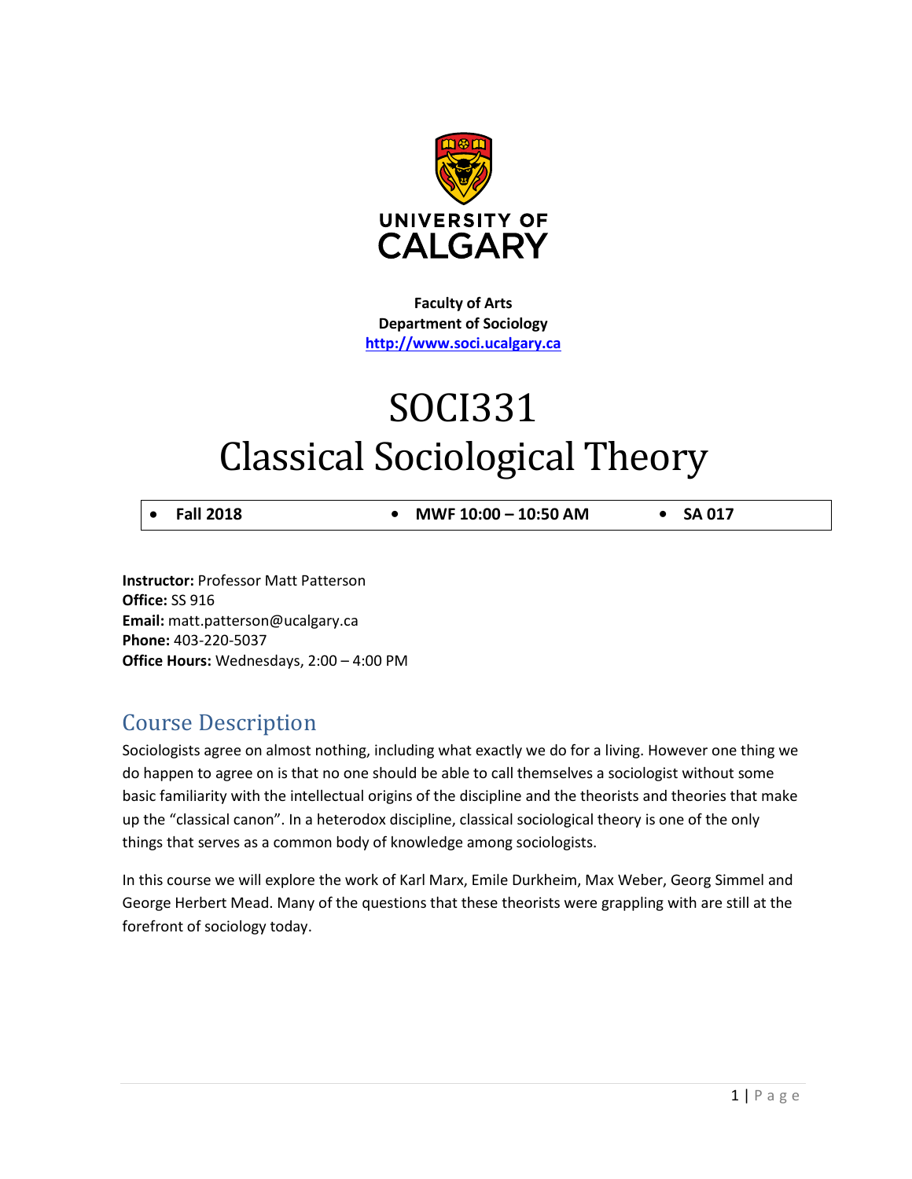UNIVERSITY OF CALGARY

**Faculty of Arts**
**Department of Sociology**
**http://www.soci.ucalgary.ca**

# SOCI331
# Classical Sociological Theory

- **Fall 2018**
- **MWF 10:00 – 10:50 AM**
- **SA 017**

**Instructor:** Professor Matt Patterson
**Office:** SS 916
**Email:** matt.patterson@ucalgary.ca
**Phone:** 403-220-5037
**Office Hours:** Wednesdays, 2:00 – 4:00 PM

## Course Description

Sociologists agree on almost nothing, including what exactly we do for a living. However one thing we do happen to agree on is that no one should be able to call themselves a sociologist without some basic familiarity with the intellectual origins of the discipline and the theorists and theories that make up the "classical canon". In a heterodox discipline, classical sociological theory is one of the only things that serves as a common body of knowledge among sociologists.

In this course we will explore the work of Karl Marx, Emile Durkheim, Max Weber, Georg Simmel and George Herbert Mead. Many of the questions that these theorists were grappling with are still at the forefront of sociology today.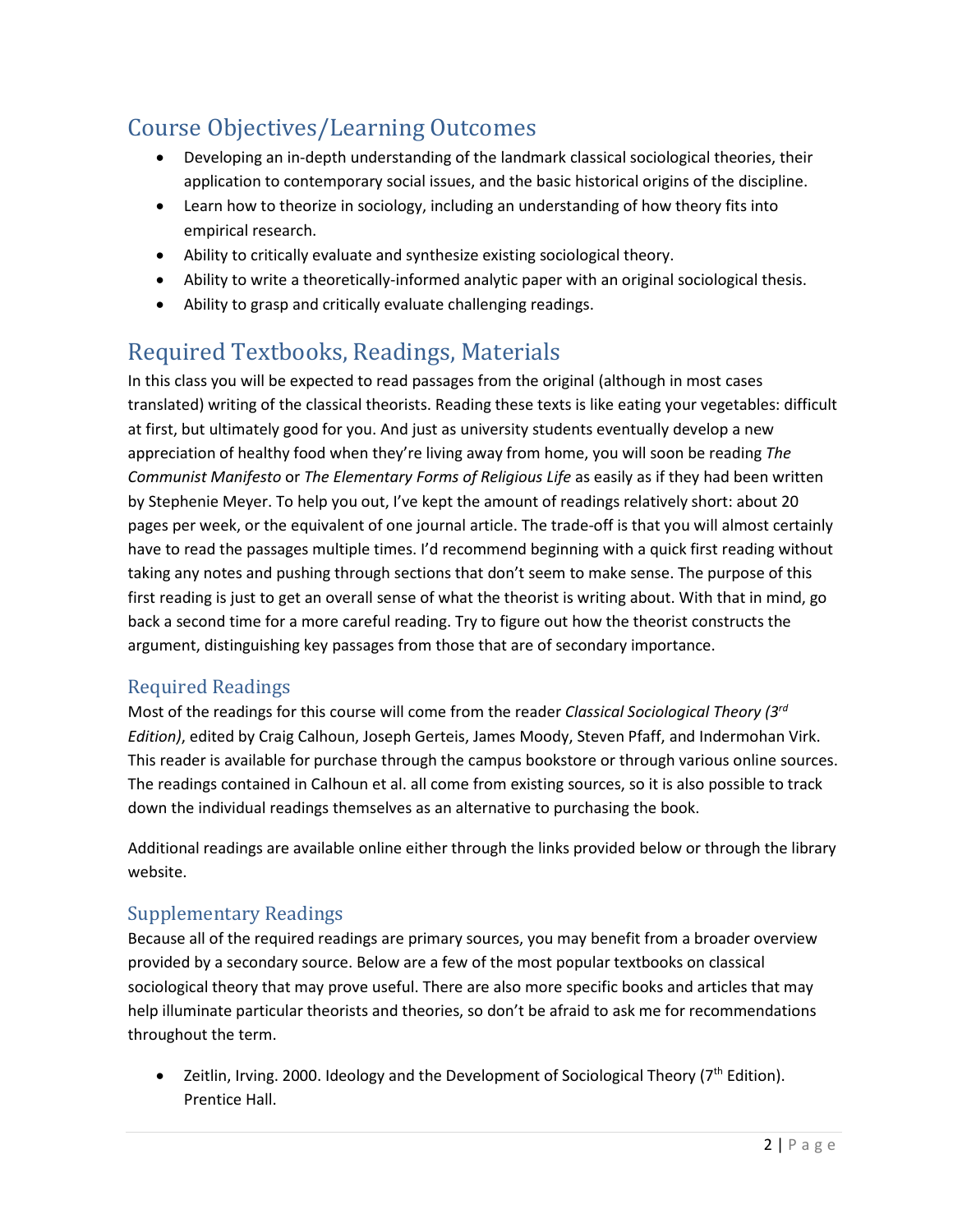## Course Objectives/Learning Outcomes

- Developing an in-depth understanding of the landmark classical sociological theories, their application to contemporary social issues, and the basic historical origins of the discipline.
- Learn how to theorize in sociology, including an understanding of how theory fits into empirical research.
- Ability to critically evaluate and synthesize existing sociological theory.
- Ability to write a theoretically-informed analytic paper with an original sociological thesis.
- Ability to grasp and critically evaluate challenging readings.

## Required Textbooks, Readings, Materials

In this class you will be expected to read passages from the original (although in most cases translated) writing of the classical theorists. Reading these texts is like eating your vegetables: difficult at first, but ultimately good for you. And just as university students eventually develop a new appreciation of healthy food when they're living away from home, you will soon be reading *The Communist Manifesto* or *The Elementary Forms of Religious Life* as easily as if they had been written by Stephenie Meyer. To help you out, I've kept the amount of readings relatively short: about 20 pages per week, or the equivalent of one journal article. The trade-off is that you will almost certainly have to read the passages multiple times. I'd recommend beginning with a quick first reading without taking any notes and pushing through sections that don't seem to make sense. The purpose of this first reading is just to get an overall sense of what the theorist is writing about. With that in mind, go back a second time for a more careful reading. Try to figure out how the theorist constructs the argument, distinguishing key passages from those that are of secondary importance.

### Required Readings

Most of the readings for this course will come from the reader *Classical Sociological Theory (3rd Edition)*, edited by Craig Calhoun, Joseph Gerteis, James Moody, Steven Pfaff, and Indermohan Virk. This reader is available for purchase through the campus bookstore or through various online sources. The readings contained in Calhoun et al. all come from existing sources, so it is also possible to track down the individual readings themselves as an alternative to purchasing the book.

Additional readings are available online either through the links provided below or through the library website.

### Supplementary Readings

Because all of the required readings are primary sources, you may benefit from a broader overview provided by a secondary source. Below are a few of the most popular textbooks on classical sociological theory that may prove useful. There are also more specific books and articles that may help illuminate particular theorists and theories, so don't be afraid to ask me for recommendations throughout the term.

- Zeitlin, Irving. 2000. Ideology and the Development of Sociological Theory (7th Edition). Prentice Hall.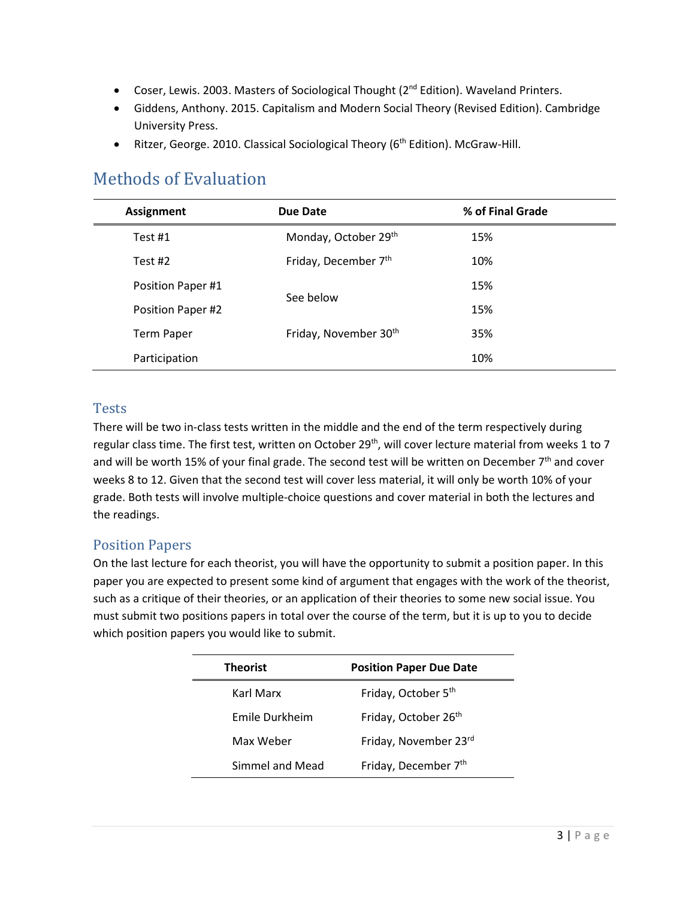- Coser, Lewis. 2003. Masters of Sociological Thought (2nd Edition). Waveland Printers.
- Giddens, Anthony. 2015. Capitalism and Modern Social Theory (Revised Edition). Cambridge University Press.
- Ritzer, George. 2010. Classical Sociological Theory (6th Edition). McGraw-Hill.

# Methods of Evaluation

| Assignment | Due Date | % of Final Grade |
|---|---|---|
| Test #1 | Monday, October 29th | 15% |
| Test #2 | Friday, December 7th | 10% |
| Position Paper #1 | See below | 15% |
| Position Paper #2 | See below | 15% |
| Term Paper | Friday, November 30th | 35% |
| Participation | | 10% |

## Tests

There will be two in-class tests written in the middle and the end of the term respectively during regular class time. The first test, written on October 29th, will cover lecture material from weeks 1 to 7 and will be worth 15% of your final grade. The second test will be written on December 7th and cover weeks 8 to 12. Given that the second test will cover less material, it will only be worth 10% of your grade. Both tests will involve multiple-choice questions and cover material in both the lectures and the readings.

## Position Papers

On the last lecture for each theorist, you will have the opportunity to submit a position paper. In this paper you are expected to present some kind of argument that engages with the work of the theorist, such as a critique of their theories, or an application of their theories to some new social issue. You must submit two positions papers in total over the course of the term, but it is up to you to decide which position papers you would like to submit.

| Theorist | Position Paper Due Date |
|---|---|
| Karl Marx | Friday, October 5th |
| Emile Durkheim | Friday, October 26th |
| Max Weber | Friday, November 23rd |
| Simmel and Mead | Friday, December 7th |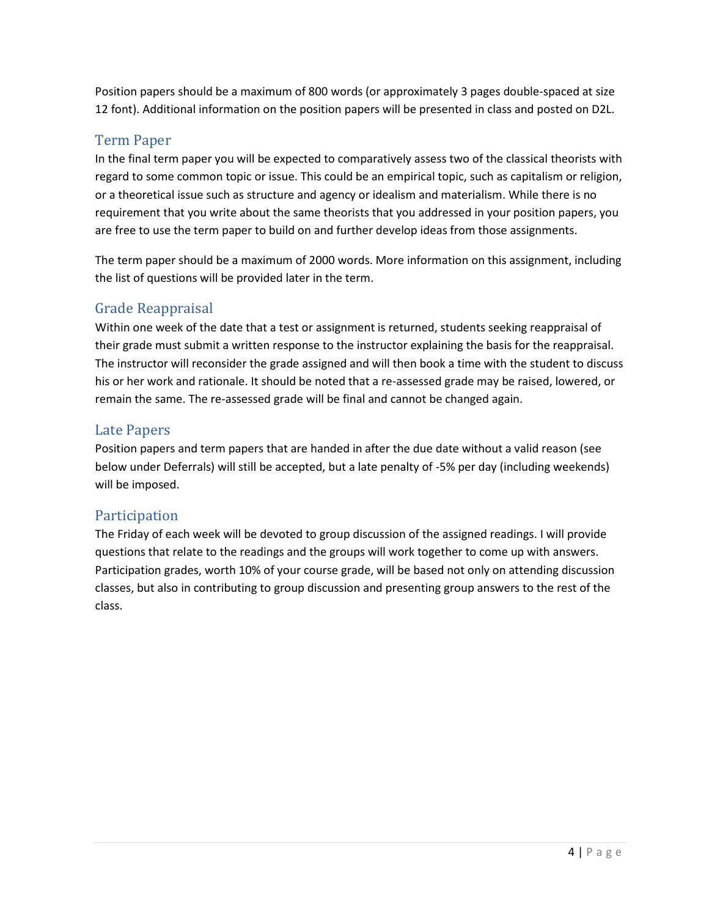Position papers should be a maximum of 800 words (or approximately 3 pages double-spaced at size 12 font). Additional information on the position papers will be presented in class and posted on D2L.

## Term Paper

In the final term paper you will be expected to comparatively assess two of the classical theorists with regard to some common topic or issue. This could be an empirical topic, such as capitalism or religion, or a theoretical issue such as structure and agency or idealism and materialism. While there is no requirement that you write about the same theorists that you addressed in your position papers, you are free to use the term paper to build on and further develop ideas from those assignments.

The term paper should be a maximum of 2000 words. More information on this assignment, including the list of questions will be provided later in the term.

## Grade Reappraisal

Within one week of the date that a test or assignment is returned, students seeking reappraisal of their grade must submit a written response to the instructor explaining the basis for the reappraisal. The instructor will reconsider the grade assigned and will then book a time with the student to discuss his or her work and rationale. It should be noted that a re-assessed grade may be raised, lowered, or remain the same. The re-assessed grade will be final and cannot be changed again.

## Late Papers

Position papers and term papers that are handed in after the due date without a valid reason (see below under Deferrals) will still be accepted, but a late penalty of -5% per day (including weekends) will be imposed.

## Participation

The Friday of each week will be devoted to group discussion of the assigned readings. I will provide questions that relate to the readings and the groups will work together to come up with answers. Participation grades, worth 10% of your course grade, will be based not only on attending discussion classes, but also in contributing to group discussion and presenting group answers to the rest of the class.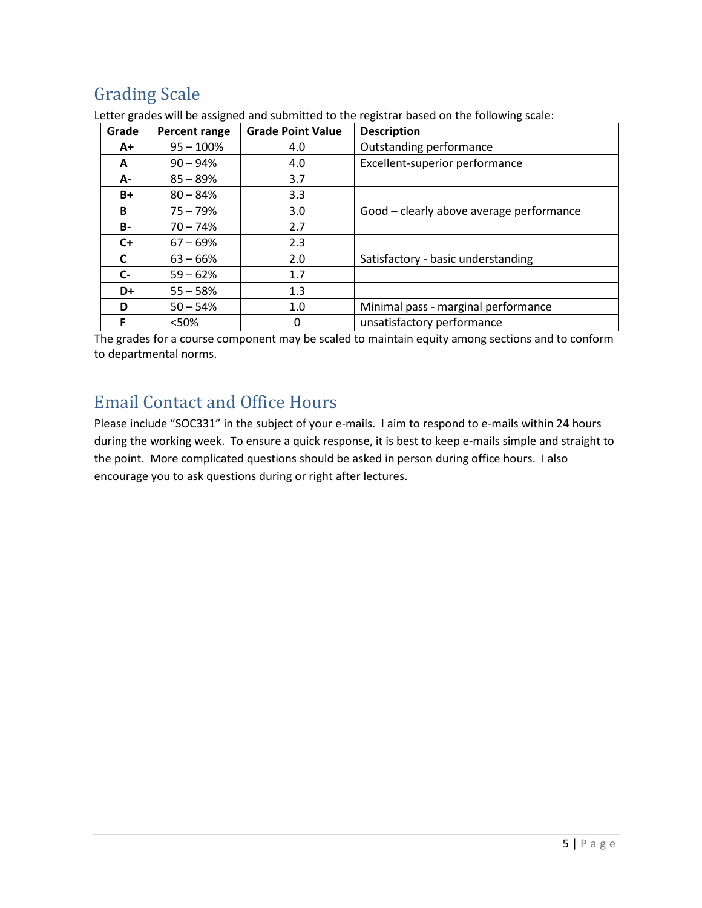## Grading Scale

Letter grades will be assigned and submitted to the registrar based on the following scale:

| Grade | Percent range | Grade Point Value | Description |
|---|---|---|---|
| A+ | 95 – 100% | 4.0 | Outstanding performance |
| A | 90 – 94% | 4.0 | Excellent-superior performance |
| A- | 85 – 89% | 3.7 | |
| B+ | 80 – 84% | 3.3 | |
| B | 75 – 79% | 3.0 | Good – clearly above average performance |
| B- | 70 – 74% | 2.7 | |
| C+ | 67 – 69% | 2.3 | |
| C | 63 – 66% | 2.0 | Satisfactory - basic understanding |
| C- | 59 – 62% | 1.7 | |
| D+ | 55 – 58% | 1.3 | |
| D | 50 – 54% | 1.0 | Minimal pass - marginal performance |
| F | <50% | 0 | unsatisfactory performance |

The grades for a course component may be scaled to maintain equity among sections and to conform to departmental norms.

## Email Contact and Office Hours

Please include "SOC331" in the subject of your e-mails. I aim to respond to e-mails within 24 hours during the working week. To ensure a quick response, it is best to keep e-mails simple and straight to the point. More complicated questions should be asked in person during office hours. I also encourage you to ask questions during or right after lectures.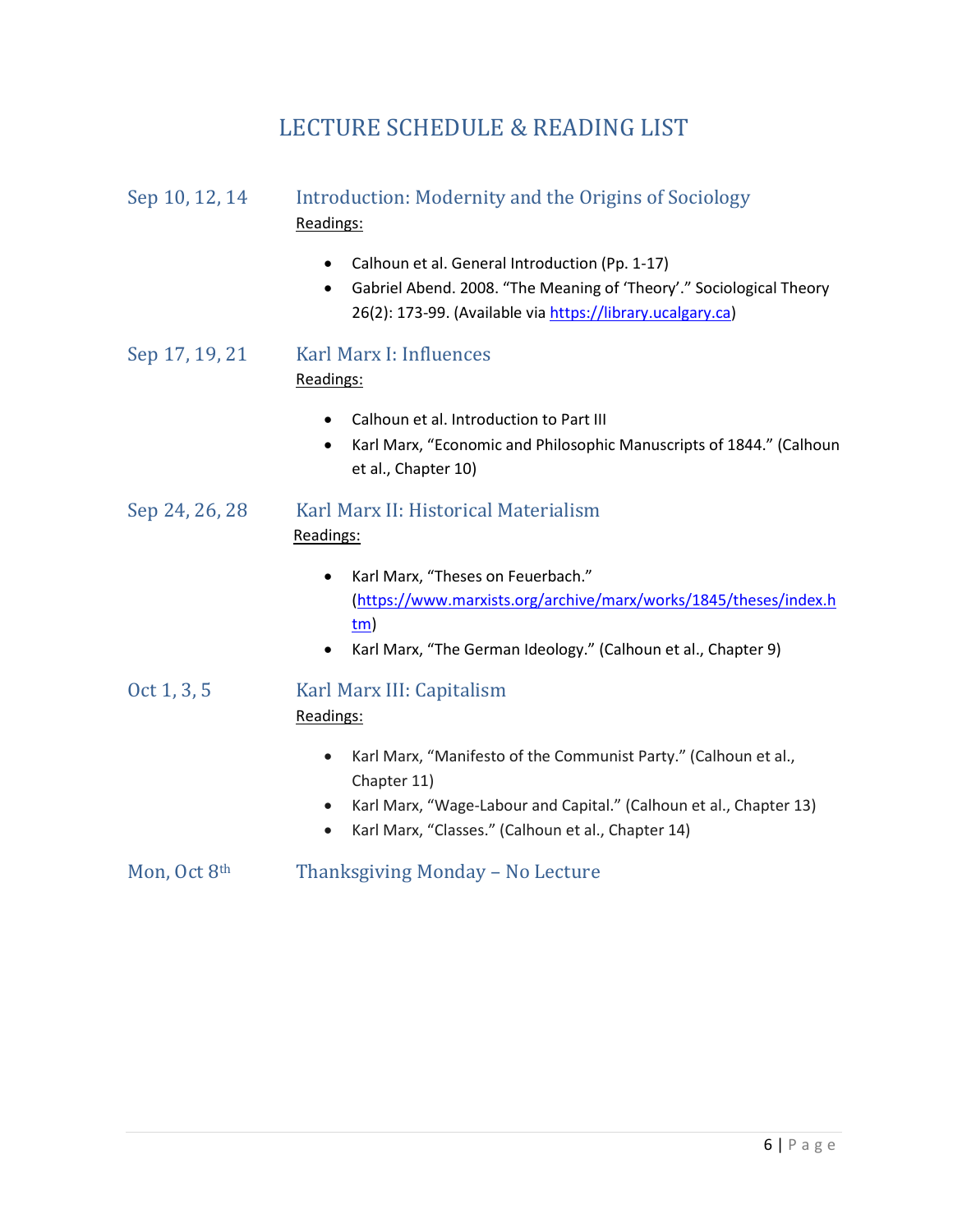# LECTURE SCHEDULE & READING LIST

## Sep 10, 12, 14 — Introduction: Modernity and the Origins of Sociology

Readings:

- Calhoun et al. General Introduction (Pp. 1-17)
- Gabriel Abend. 2008. "The Meaning of 'Theory'." Sociological Theory 26(2): 173-99. (Available via https://library.ucalgary.ca)

## Sep 17, 19, 21 — Karl Marx I: Influences

Readings:

- Calhoun et al. Introduction to Part III
- Karl Marx, "Economic and Philosophic Manuscripts of 1844." (Calhoun et al., Chapter 10)

## Sep 24, 26, 28 — Karl Marx II: Historical Materialism

Readings:

- Karl Marx, "Theses on Feuerbach." (https://www.marxists.org/archive/marx/works/1845/theses/index.htm)
- Karl Marx, "The German Ideology." (Calhoun et al., Chapter 9)

## Oct 1, 3, 5 — Karl Marx III: Capitalism

Readings:

- Karl Marx, "Manifesto of the Communist Party." (Calhoun et al., Chapter 11)
- Karl Marx, "Wage-Labour and Capital." (Calhoun et al., Chapter 13)
- Karl Marx, "Classes." (Calhoun et al., Chapter 14)

## Mon, Oct 8th — Thanksgiving Monday – No Lecture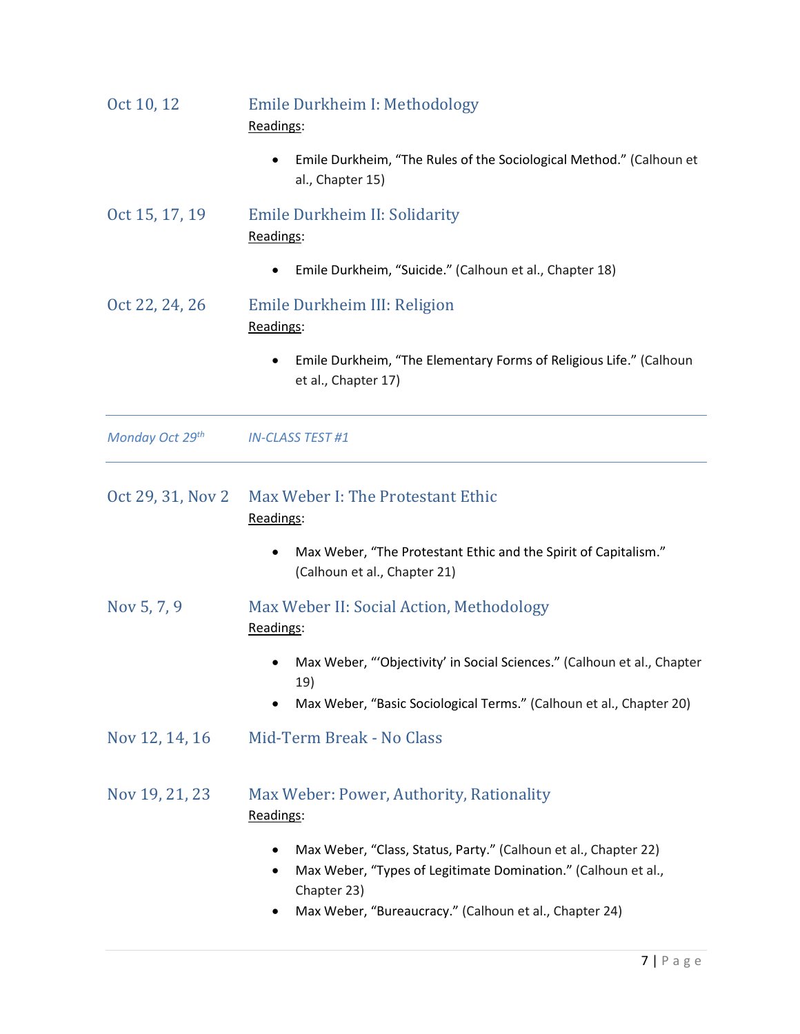**Oct 10, 12** — **Emile Durkheim I: Methodology**

Readings:

- Emile Durkheim, "The Rules of the Sociological Method." (Calhoun et al., Chapter 15)

**Oct 15, 17, 19** — **Emile Durkheim II: Solidarity**

Readings:

- Emile Durkheim, "Suicide." (Calhoun et al., Chapter 18)

**Oct 22, 24, 26** — **Emile Durkheim III: Religion**

Readings:

- Emile Durkheim, "The Elementary Forms of Religious Life." (Calhoun et al., Chapter 17)

---

*Monday Oct 29th* — *IN-CLASS TEST #1*

---

**Oct 29, 31, Nov 2** — **Max Weber I: The Protestant Ethic**

Readings:

- Max Weber, "The Protestant Ethic and the Spirit of Capitalism." (Calhoun et al., Chapter 21)

**Nov 5, 7, 9** — **Max Weber II: Social Action, Methodology**

Readings:

- Max Weber, "'Objectivity' in Social Sciences." (Calhoun et al., Chapter 19)
- Max Weber, "Basic Sociological Terms." (Calhoun et al., Chapter 20)

**Nov 12, 14, 16** — **Mid-Term Break - No Class**

**Nov 19, 21, 23** — **Max Weber: Power, Authority, Rationality**

Readings:

- Max Weber, "Class, Status, Party." (Calhoun et al., Chapter 22)
- Max Weber, "Types of Legitimate Domination." (Calhoun et al., Chapter 23)
- Max Weber, "Bureaucracy." (Calhoun et al., Chapter 24)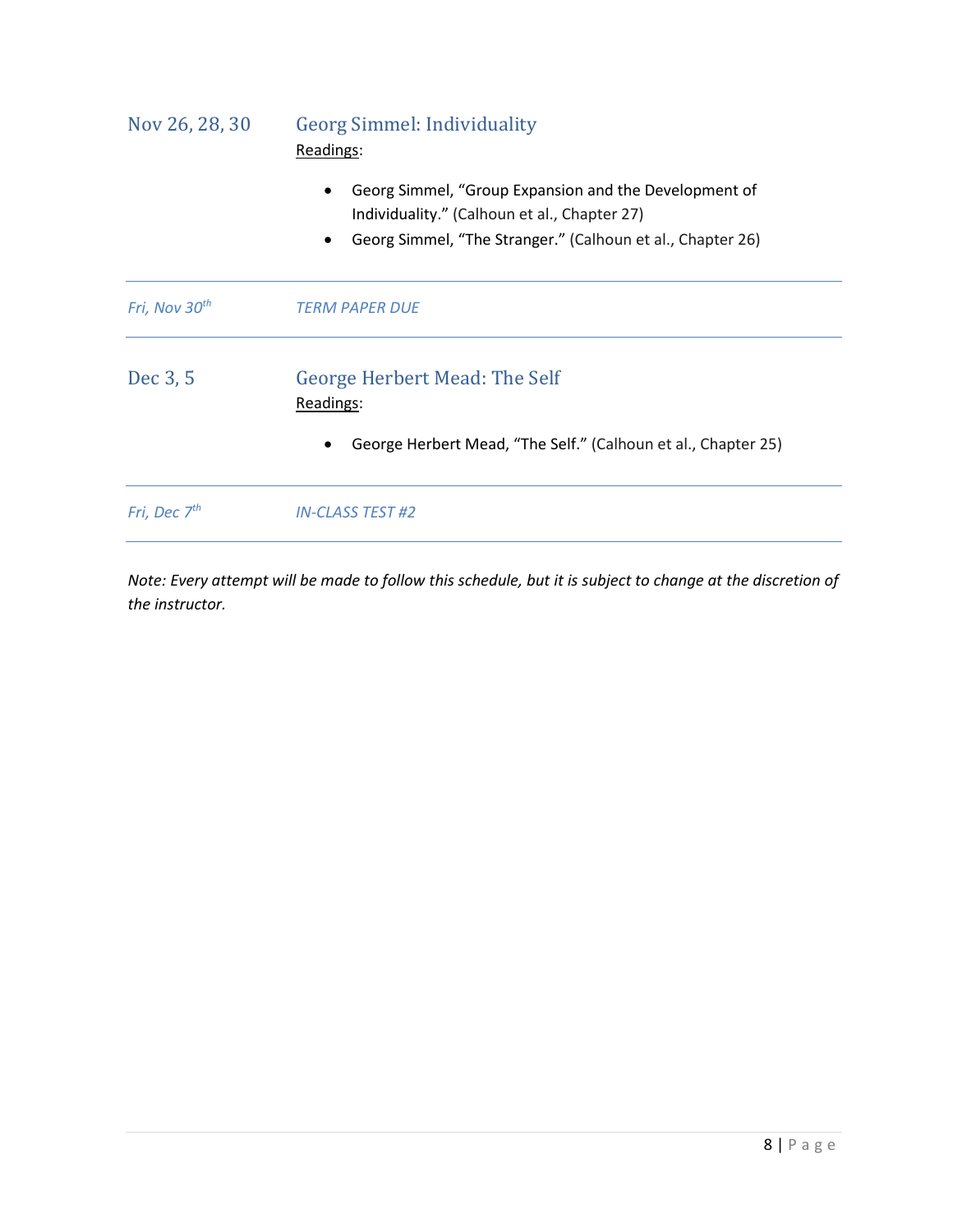| | |
|---|---|
| Nov 26, 28, 30 | **Georg Simmel: Individuality**<br>Readings:<br>• Georg Simmel, "Group Expansion and the Development of Individuality." (Calhoun et al., Chapter 27)<br>• Georg Simmel, "The Stranger." (Calhoun et al., Chapter 26) |
| *Fri, Nov 30th* | *TERM PAPER DUE* |
| Dec 3, 5 | **George Herbert Mead: The Self**<br>Readings:<br>• George Herbert Mead, "The Self." (Calhoun et al., Chapter 25) |
| *Fri, Dec 7th* | *IN-CLASS TEST #2* |

*Note: Every attempt will be made to follow this schedule, but it is subject to change at the discretion of the instructor.*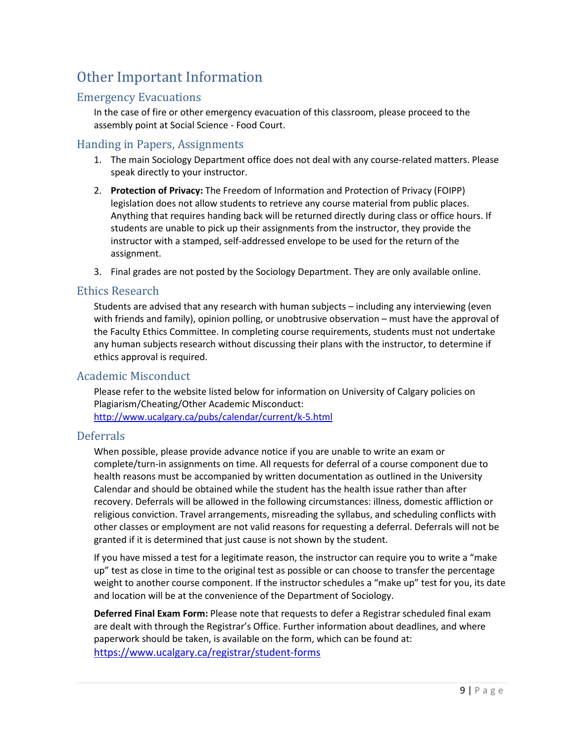# Other Important Information

## Emergency Evacuations

In the case of fire or other emergency evacuation of this classroom, please proceed to the assembly point at Social Science - Food Court.

## Handing in Papers, Assignments

1. The main Sociology Department office does not deal with any course-related matters. Please speak directly to your instructor.
2. **Protection of Privacy:** The Freedom of Information and Protection of Privacy (FOIPP) legislation does not allow students to retrieve any course material from public places. Anything that requires handing back will be returned directly during class or office hours. If students are unable to pick up their assignments from the instructor, they provide the instructor with a stamped, self-addressed envelope to be used for the return of the assignment.
3. Final grades are not posted by the Sociology Department. They are only available online.

## Ethics Research

Students are advised that any research with human subjects – including any interviewing (even with friends and family), opinion polling, or unobtrusive observation – must have the approval of the Faculty Ethics Committee. In completing course requirements, students must not undertake any human subjects research without discussing their plans with the instructor, to determine if ethics approval is required.

## Academic Misconduct

Please refer to the website listed below for information on University of Calgary policies on Plagiarism/Cheating/Other Academic Misconduct:
http://www.ucalgary.ca/pubs/calendar/current/k-5.html

## Deferrals

When possible, please provide advance notice if you are unable to write an exam or complete/turn-in assignments on time. All requests for deferral of a course component due to health reasons must be accompanied by written documentation as outlined in the University Calendar and should be obtained while the student has the health issue rather than after recovery. Deferrals will be allowed in the following circumstances: illness, domestic affliction or religious conviction. Travel arrangements, misreading the syllabus, and scheduling conflicts with other classes or employment are not valid reasons for requesting a deferral. Deferrals will not be granted if it is determined that just cause is not shown by the student.

If you have missed a test for a legitimate reason, the instructor can require you to write a "make up" test as close in time to the original test as possible or can choose to transfer the percentage weight to another course component. If the instructor schedules a "make up" test for you, its date and location will be at the convenience of the Department of Sociology.

**Deferred Final Exam Form:** Please note that requests to defer a Registrar scheduled final exam are dealt with through the Registrar's Office. Further information about deadlines, and where paperwork should be taken, is available on the form, which can be found at:
https://www.ucalgary.ca/registrar/student-forms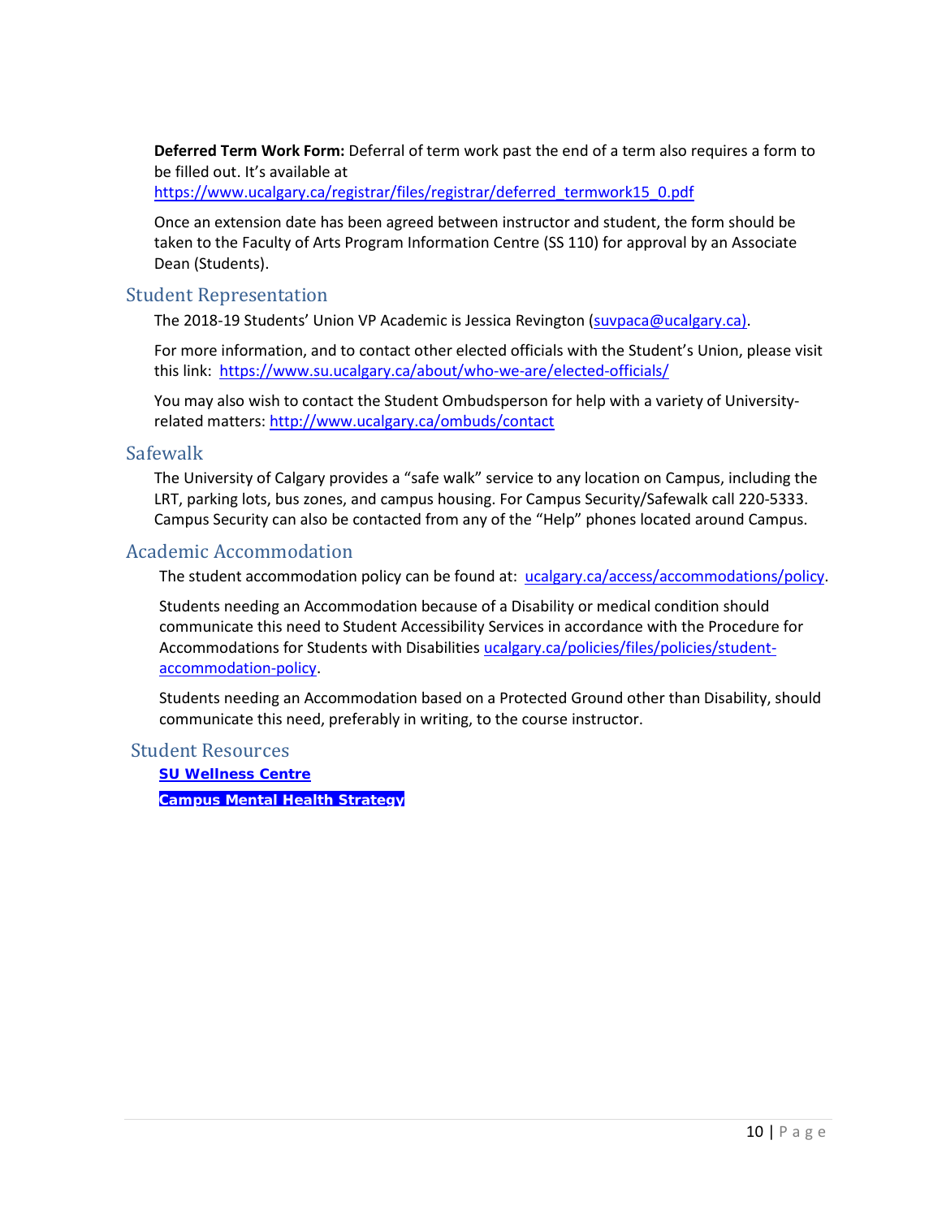**Deferred Term Work Form:** Deferral of term work past the end of a term also requires a form to be filled out. It's available at https://www.ucalgary.ca/registrar/files/registrar/deferred_termwork15_0.pdf

Once an extension date has been agreed between instructor and student, the form should be taken to the Faculty of Arts Program Information Centre (SS 110) for approval by an Associate Dean (Students).

## Student Representation

The 2018-19 Students' Union VP Academic is Jessica Revington (suvpaca@ucalgary.ca).

For more information, and to contact other elected officials with the Student's Union, please visit this link: https://www.su.ucalgary.ca/about/who-we-are/elected-officials/

You may also wish to contact the Student Ombudsperson for help with a variety of University-related matters: http://www.ucalgary.ca/ombuds/contact

## Safewalk

The University of Calgary provides a "safe walk" service to any location on Campus, including the LRT, parking lots, bus zones, and campus housing. For Campus Security/Safewalk call 220-5333. Campus Security can also be contacted from any of the "Help" phones located around Campus.

## Academic Accommodation

The student accommodation policy can be found at: ucalgary.ca/access/accommodations/policy.

Students needing an Accommodation because of a Disability or medical condition should communicate this need to Student Accessibility Services in accordance with the Procedure for Accommodations for Students with Disabilities ucalgary.ca/policies/files/policies/student-accommodation-policy.

Students needing an Accommodation based on a Protected Ground other than Disability, should communicate this need, preferably in writing, to the course instructor.

## Student Resources

**SU Wellness Centre**

**Campus Mental Health Strategy**